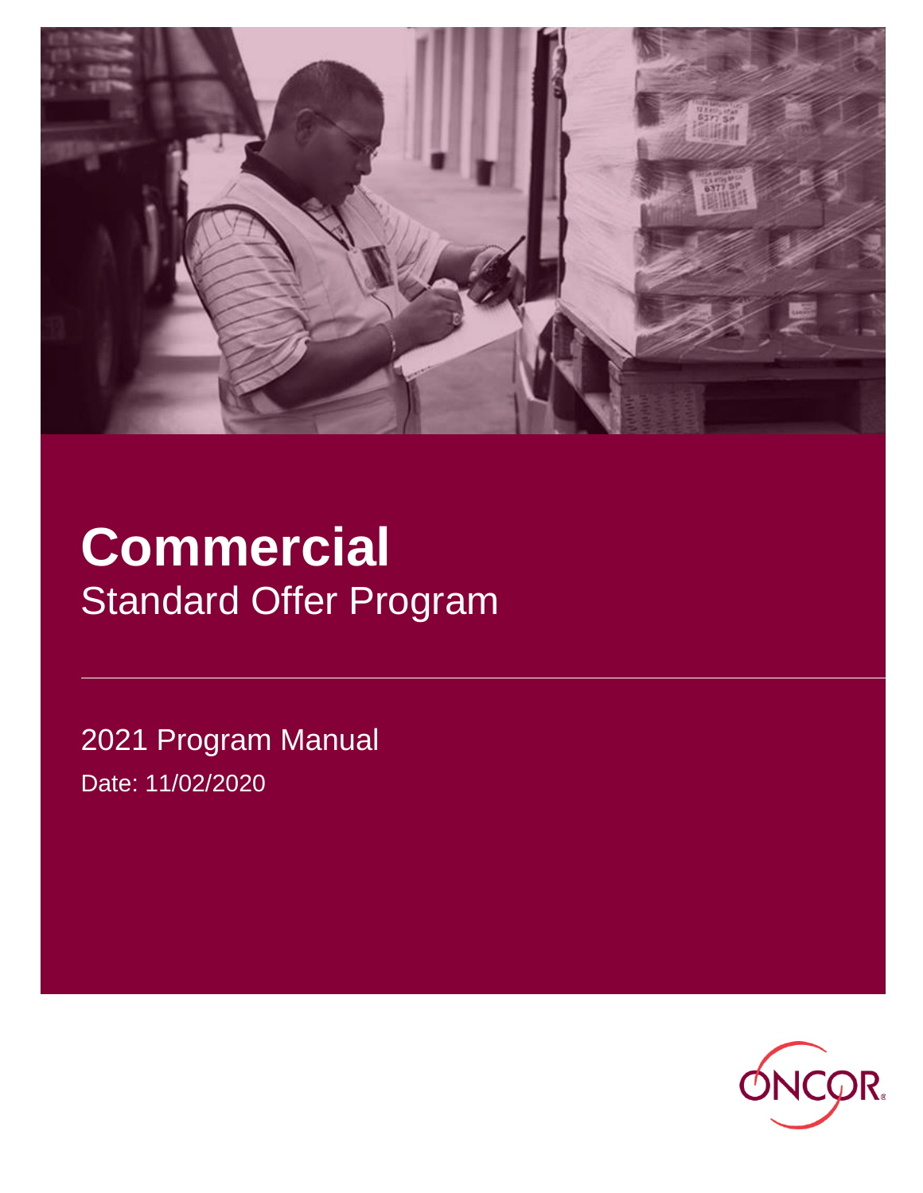# Commercial

## Standard Offer Program

2021 Program Manual

Date: 11/02/2020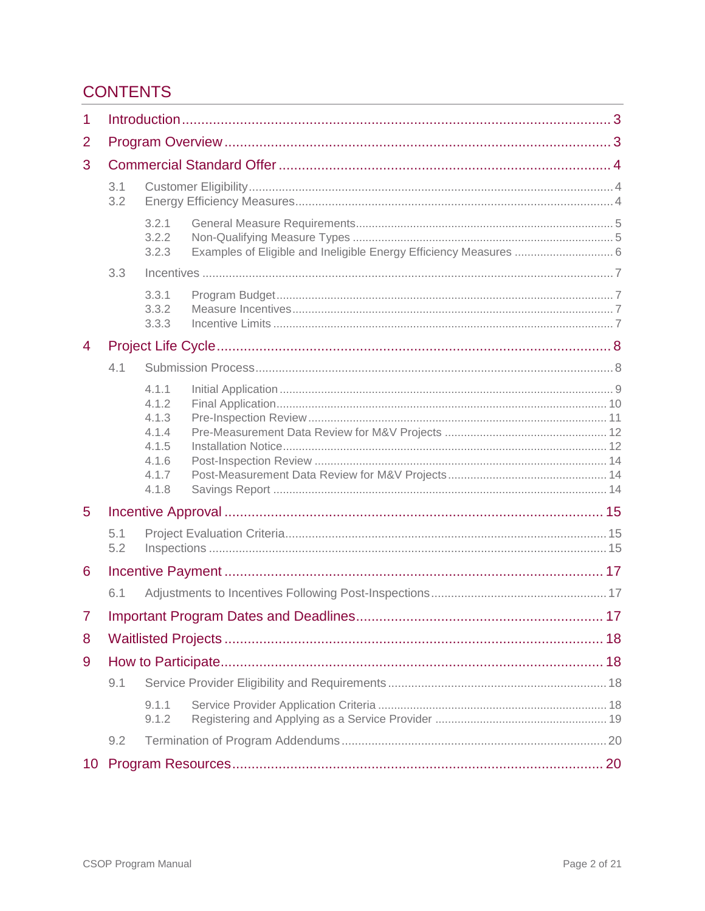# CONTENTS

- 1 Introduction ... 3
- 2 Program Overview ... 3
- 3 Commercial Standard Offer ... 4
  - 3.1 Customer Eligibility ... 4
  - 3.2 Energy Efficiency Measures ... 4
    - 3.2.1 General Measure Requirements ... 5
    - 3.2.2 Non-Qualifying Measure Types ... 5
    - 3.2.3 Examples of Eligible and Ineligible Energy Efficiency Measures ... 6
  - 3.3 Incentives ... 7
    - 3.3.1 Program Budget ... 7
    - 3.3.2 Measure Incentives ... 7
    - 3.3.3 Incentive Limits ... 7
- 4 Project Life Cycle ... 8
  - 4.1 Submission Process ... 8
    - 4.1.1 Initial Application ... 9
    - 4.1.2 Final Application ... 10
    - 4.1.3 Pre-Inspection Review ... 11
    - 4.1.4 Pre-Measurement Data Review for M&V Projects ... 12
    - 4.1.5 Installation Notice ... 12
    - 4.1.6 Post-Inspection Review ... 14
    - 4.1.7 Post-Measurement Data Review for M&V Projects ... 14
    - 4.1.8 Savings Report ... 14
- 5 Incentive Approval ... 15
  - 5.1 Project Evaluation Criteria ... 15
  - 5.2 Inspections ... 15
- 6 Incentive Payment ... 17
  - 6.1 Adjustments to Incentives Following Post-Inspections ... 17
- 7 Important Program Dates and Deadlines ... 17
- 8 Waitlisted Projects ... 18
- 9 How to Participate ... 18
  - 9.1 Service Provider Eligibility and Requirements ... 18
    - 9.1.1 Service Provider Application Criteria ... 18
    - 9.1.2 Registering and Applying as a Service Provider ... 19
  - 9.2 Termination of Program Addendums ... 20
- 10 Program Resources ... 20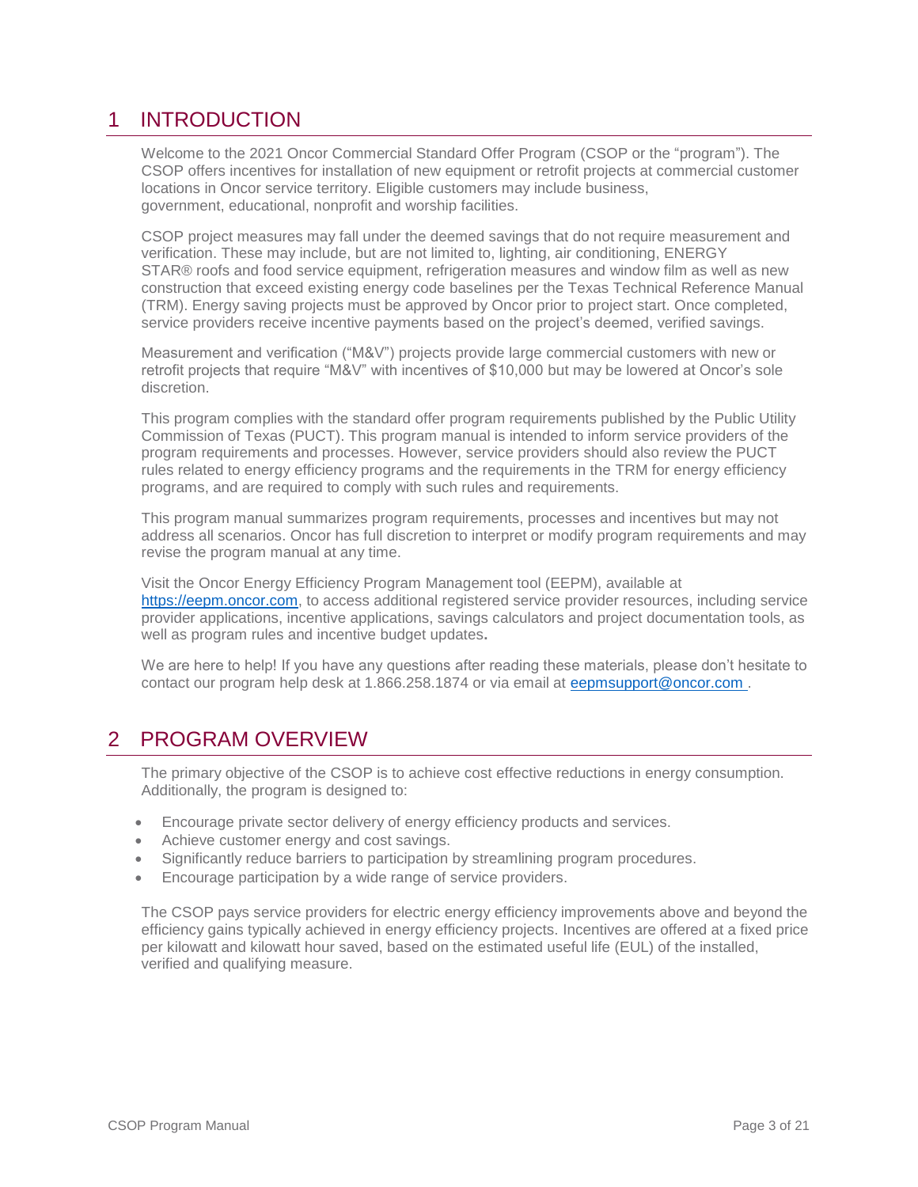# 1 INTRODUCTION

Welcome to the 2021 Oncor Commercial Standard Offer Program (CSOP or the "program"). The CSOP offers incentives for installation of new equipment or retrofit projects at commercial customer locations in Oncor service territory. Eligible customers may include business, government, educational, nonprofit and worship facilities.

CSOP project measures may fall under the deemed savings that do not require measurement and verification. These may include, but are not limited to, lighting, air conditioning, ENERGY STAR® roofs and food service equipment, refrigeration measures and window film as well as new construction that exceed existing energy code baselines per the Texas Technical Reference Manual (TRM). Energy saving projects must be approved by Oncor prior to project start. Once completed, service providers receive incentive payments based on the project's deemed, verified savings.

Measurement and verification ("M&V") projects provide large commercial customers with new or retrofit projects that require "M&V" with incentives of $10,000 but may be lowered at Oncor's sole discretion.

This program complies with the standard offer program requirements published by the Public Utility Commission of Texas (PUCT). This program manual is intended to inform service providers of the program requirements and processes. However, service providers should also review the PUCT rules related to energy efficiency programs and the requirements in the TRM for energy efficiency programs, and are required to comply with such rules and requirements.

This program manual summarizes program requirements, processes and incentives but may not address all scenarios. Oncor has full discretion to interpret or modify program requirements and may revise the program manual at any time.

Visit the Oncor Energy Efficiency Program Management tool (EEPM), available at https://eepm.oncor.com, to access additional registered service provider resources, including service provider applications, incentive applications, savings calculators and project documentation tools, as well as program rules and incentive budget updates**.**

We are here to help! If you have any questions after reading these materials, please don't hesitate to contact our program help desk at 1.866.258.1874 or via email at eepmsupport@oncor.com .

# 2 PROGRAM OVERVIEW

The primary objective of the CSOP is to achieve cost effective reductions in energy consumption. Additionally, the program is designed to:

- Encourage private sector delivery of energy efficiency products and services.
- Achieve customer energy and cost savings.
- Significantly reduce barriers to participation by streamlining program procedures.
- Encourage participation by a wide range of service providers.

The CSOP pays service providers for electric energy efficiency improvements above and beyond the efficiency gains typically achieved in energy efficiency projects. Incentives are offered at a fixed price per kilowatt and kilowatt hour saved, based on the estimated useful life (EUL) of the installed, verified and qualifying measure.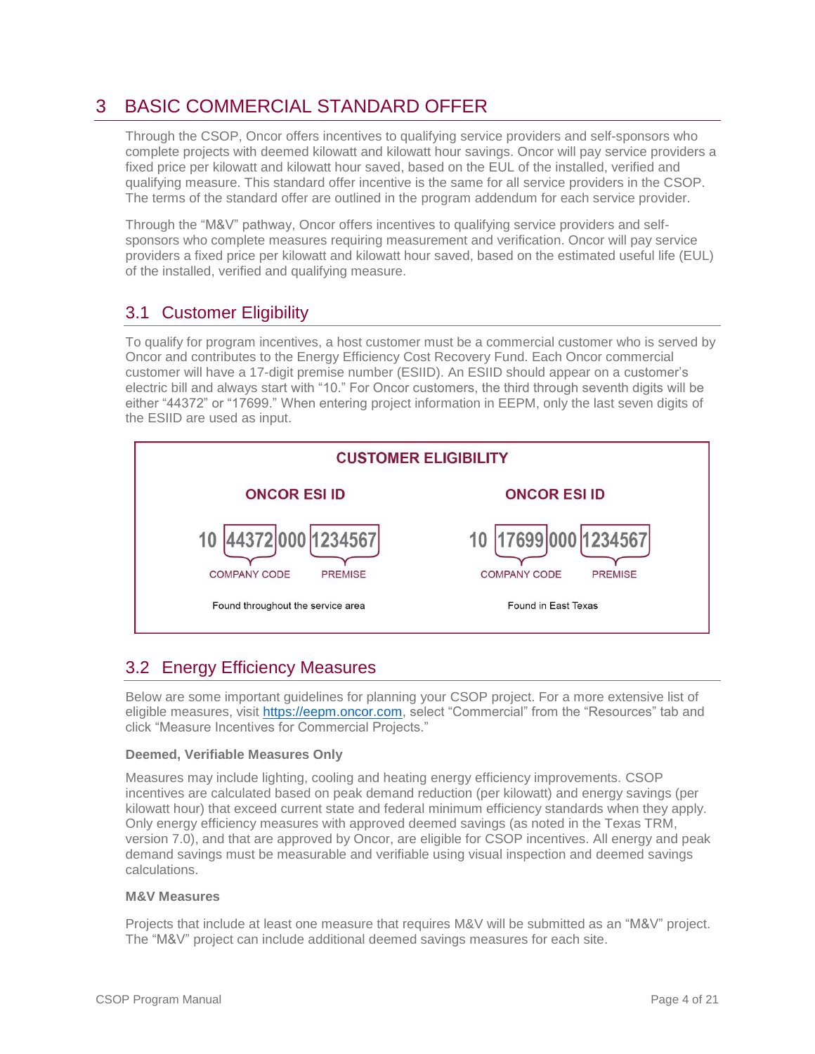# 3 BASIC COMMERCIAL STANDARD OFFER

Through the CSOP, Oncor offers incentives to qualifying service providers and self-sponsors who complete projects with deemed kilowatt and kilowatt hour savings. Oncor will pay service providers a fixed price per kilowatt and kilowatt hour saved, based on the EUL of the installed, verified and qualifying measure. This standard offer incentive is the same for all service providers in the CSOP. The terms of the standard offer are outlined in the program addendum for each service provider.

Through the "M&V" pathway, Oncor offers incentives to qualifying service providers and self-sponsors who complete measures requiring measurement and verification. Oncor will pay service providers a fixed price per kilowatt and kilowatt hour saved, based on the estimated useful life (EUL) of the installed, verified and qualifying measure.

## 3.1 Customer Eligibility

To qualify for program incentives, a host customer must be a commercial customer who is served by Oncor and contributes to the Energy Efficiency Cost Recovery Fund. Each Oncor commercial customer will have a 17-digit premise number (ESIID). An ESIID should appear on a customer's electric bill and always start with "10." For Oncor customers, the third through seventh digits will be either "44372" or "17699." When entering project information in EEPM, only the last seven digits of the ESIID are used as input.

**CUSTOMER ELIGIBILITY**

| ONCOR ESI ID | ONCOR ESI ID |
|---|---|
| 10 [44372] 000 [1234567] | 10 [17699] 000 [1234567] |
| 44372 = COMPANY CODE; 1234567 = PREMISE | 17699 = COMPANY CODE; 1234567 = PREMISE |
| Found throughout the service area | Found in East Texas |

## 3.2 Energy Efficiency Measures

Below are some important guidelines for planning your CSOP project. For a more extensive list of eligible measures, visit https://eepm.oncor.com, select "Commercial" from the "Resources" tab and click "Measure Incentives for Commercial Projects."

**Deemed, Verifiable Measures Only**

Measures may include lighting, cooling and heating energy efficiency improvements. CSOP incentives are calculated based on peak demand reduction (per kilowatt) and energy savings (per kilowatt hour) that exceed current state and federal minimum efficiency standards when they apply. Only energy efficiency measures with approved deemed savings (as noted in the Texas TRM, version 7.0), and that are approved by Oncor, are eligible for CSOP incentives. All energy and peak demand savings must be measurable and verifiable using visual inspection and deemed savings calculations.

**M&V Measures**

Projects that include at least one measure that requires M&V will be submitted as an "M&V" project. The "M&V" project can include additional deemed savings measures for each site.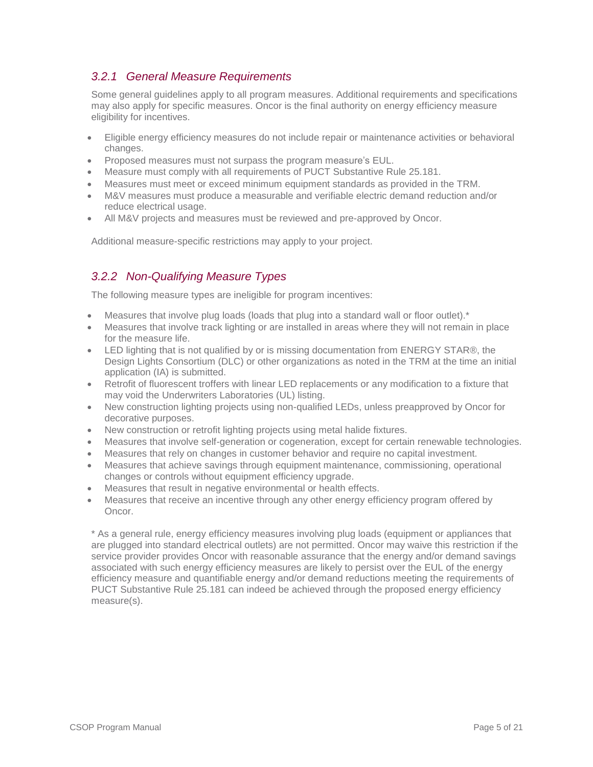### *3.2.1 General Measure Requirements*

Some general guidelines apply to all program measures. Additional requirements and specifications may also apply for specific measures. Oncor is the final authority on energy efficiency measure eligibility for incentives.

- Eligible energy efficiency measures do not include repair or maintenance activities or behavioral changes.
- Proposed measures must not surpass the program measure's EUL.
- Measure must comply with all requirements of PUCT Substantive Rule 25.181.
- Measures must meet or exceed minimum equipment standards as provided in the TRM.
- M&V measures must produce a measurable and verifiable electric demand reduction and/or reduce electrical usage.
- All M&V projects and measures must be reviewed and pre-approved by Oncor.

Additional measure-specific restrictions may apply to your project.

### *3.2.2 Non-Qualifying Measure Types*

The following measure types are ineligible for program incentives:

- Measures that involve plug loads (loads that plug into a standard wall or floor outlet).*
- Measures that involve track lighting or are installed in areas where they will not remain in place for the measure life.
- LED lighting that is not qualified by or is missing documentation from ENERGY STAR®, the Design Lights Consortium (DLC) or other organizations as noted in the TRM at the time an initial application (IA) is submitted.
- Retrofit of fluorescent troffers with linear LED replacements or any modification to a fixture that may void the Underwriters Laboratories (UL) listing.
- New construction lighting projects using non-qualified LEDs, unless preapproved by Oncor for decorative purposes.
- New construction or retrofit lighting projects using metal halide fixtures.
- Measures that involve self-generation or cogeneration, except for certain renewable technologies.
- Measures that rely on changes in customer behavior and require no capital investment.
- Measures that achieve savings through equipment maintenance, commissioning, operational changes or controls without equipment efficiency upgrade.
- Measures that result in negative environmental or health effects.
- Measures that receive an incentive through any other energy efficiency program offered by Oncor.

* As a general rule, energy efficiency measures involving plug loads (equipment or appliances that are plugged into standard electrical outlets) are not permitted. Oncor may waive this restriction if the service provider provides Oncor with reasonable assurance that the energy and/or demand savings associated with such energy efficiency measures are likely to persist over the EUL of the energy efficiency measure and quantifiable energy and/or demand reductions meeting the requirements of PUCT Substantive Rule 25.181 can indeed be achieved through the proposed energy efficiency measure(s).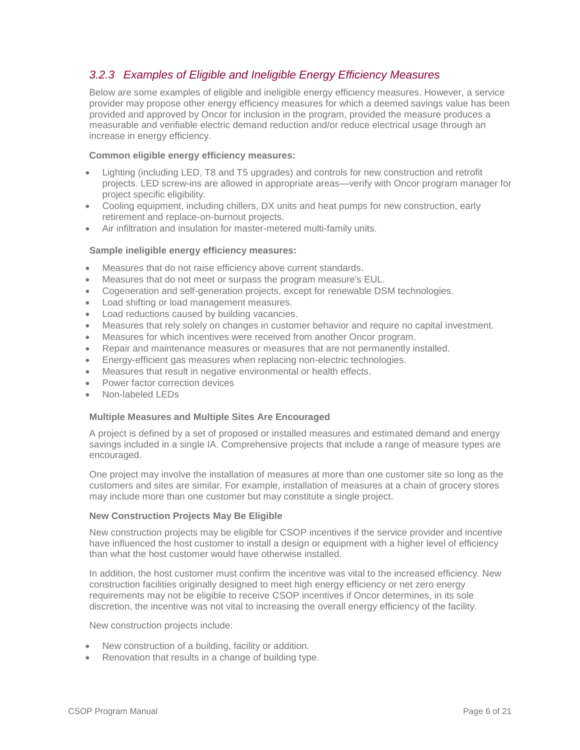### *3.2.3 Examples of Eligible and Ineligible Energy Efficiency Measures*

Below are some examples of eligible and ineligible energy efficiency measures. However, a service provider may propose other energy efficiency measures for which a deemed savings value has been provided and approved by Oncor for inclusion in the program, provided the measure produces a measurable and verifiable electric demand reduction and/or reduce electrical usage through an increase in energy efficiency.

**Common eligible energy efficiency measures:**

- Lighting (including LED, T8 and T5 upgrades) and controls for new construction and retrofit projects. LED screw-ins are allowed in appropriate areas—verify with Oncor program manager for project specific eligibility.
- Cooling equipment, including chillers, DX units and heat pumps for new construction, early retirement and replace-on-burnout projects.
- Air infiltration and insulation for master-metered multi-family units.

**Sample ineligible energy efficiency measures:**

- Measures that do not raise efficiency above current standards.
- Measures that do not meet or surpass the program measure's EUL.
- Cogeneration and self-generation projects, except for renewable DSM technologies.
- Load shifting or load management measures.
- Load reductions caused by building vacancies.
- Measures that rely solely on changes in customer behavior and require no capital investment.
- Measures for which incentives were received from another Oncor program.
- Repair and maintenance measures or measures that are not permanently installed.
- Energy-efficient gas measures when replacing non-electric technologies.
- Measures that result in negative environmental or health effects.
- Power factor correction devices
- Non-labeled LEDs

**Multiple Measures and Multiple Sites Are Encouraged**

A project is defined by a set of proposed or installed measures and estimated demand and energy savings included in a single IA. Comprehensive projects that include a range of measure types are encouraged.

One project may involve the installation of measures at more than one customer site so long as the customers and sites are similar. For example, installation of measures at a chain of grocery stores may include more than one customer but may constitute a single project.

**New Construction Projects May Be Eligible**

New construction projects may be eligible for CSOP incentives if the service provider and incentive have influenced the host customer to install a design or equipment with a higher level of efficiency than what the host customer would have otherwise installed.

In addition, the host customer must confirm the incentive was vital to the increased efficiency. New construction facilities originally designed to meet high energy efficiency or net zero energy requirements may not be eligible to receive CSOP incentives if Oncor determines, in its sole discretion, the incentive was not vital to increasing the overall energy efficiency of the facility.

New construction projects include:

- New construction of a building, facility or addition.
- Renovation that results in a change of building type.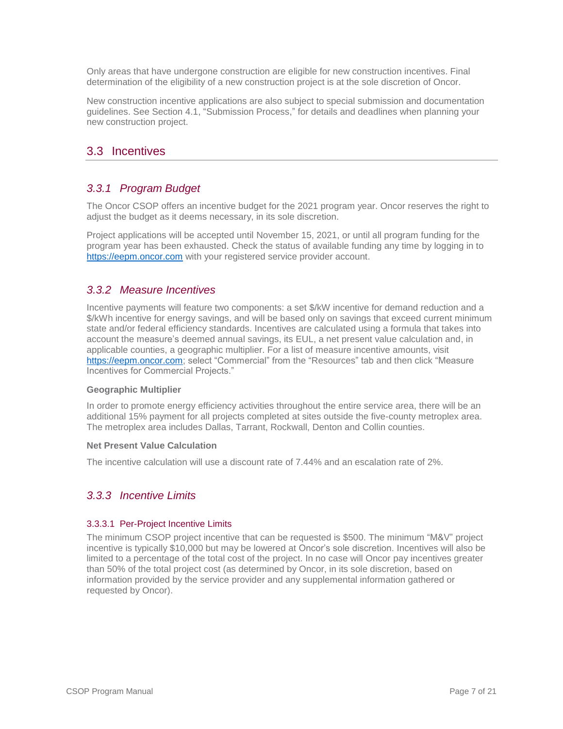Only areas that have undergone construction are eligible for new construction incentives. Final determination of the eligibility of a new construction project is at the sole discretion of Oncor.

New construction incentive applications are also subject to special submission and documentation guidelines. See Section 4.1, "Submission Process," for details and deadlines when planning your new construction project.

## 3.3 Incentives

### *3.3.1 Program Budget*

The Oncor CSOP offers an incentive budget for the 2021 program year. Oncor reserves the right to adjust the budget as it deems necessary, in its sole discretion.

Project applications will be accepted until November 15, 2021, or until all program funding for the program year has been exhausted. Check the status of available funding any time by logging in to [https://eepm.oncor.com](https://eepm.oncor.com) with your registered service provider account.

### *3.3.2 Measure Incentives*

Incentive payments will feature two components: a set $/kW incentive for demand reduction and a $/kWh incentive for energy savings, and will be based only on savings that exceed current minimum state and/or federal efficiency standards. Incentives are calculated using a formula that takes into account the measure's deemed annual savings, its EUL, a net present value calculation and, in applicable counties, a geographic multiplier. For a list of measure incentive amounts, visit [https://eepm.oncor.com](https://eepm.oncor.com); select "Commercial" from the "Resources" tab and then click "Measure Incentives for Commercial Projects."

**Geographic Multiplier**

In order to promote energy efficiency activities throughout the entire service area, there will be an additional 15% payment for all projects completed at sites outside the five-county metroplex area. The metroplex area includes Dallas, Tarrant, Rockwall, Denton and Collin counties.

**Net Present Value Calculation**

The incentive calculation will use a discount rate of 7.44% and an escalation rate of 2%.

### *3.3.3 Incentive Limits*

#### 3.3.3.1 Per-Project Incentive Limits

The minimum CSOP project incentive that can be requested is $500. The minimum "M&V" project incentive is typically $10,000 but may be lowered at Oncor's sole discretion. Incentives will also be limited to a percentage of the total cost of the project. In no case will Oncor pay incentives greater than 50% of the total project cost (as determined by Oncor, in its sole discretion, based on information provided by the service provider and any supplemental information gathered or requested by Oncor).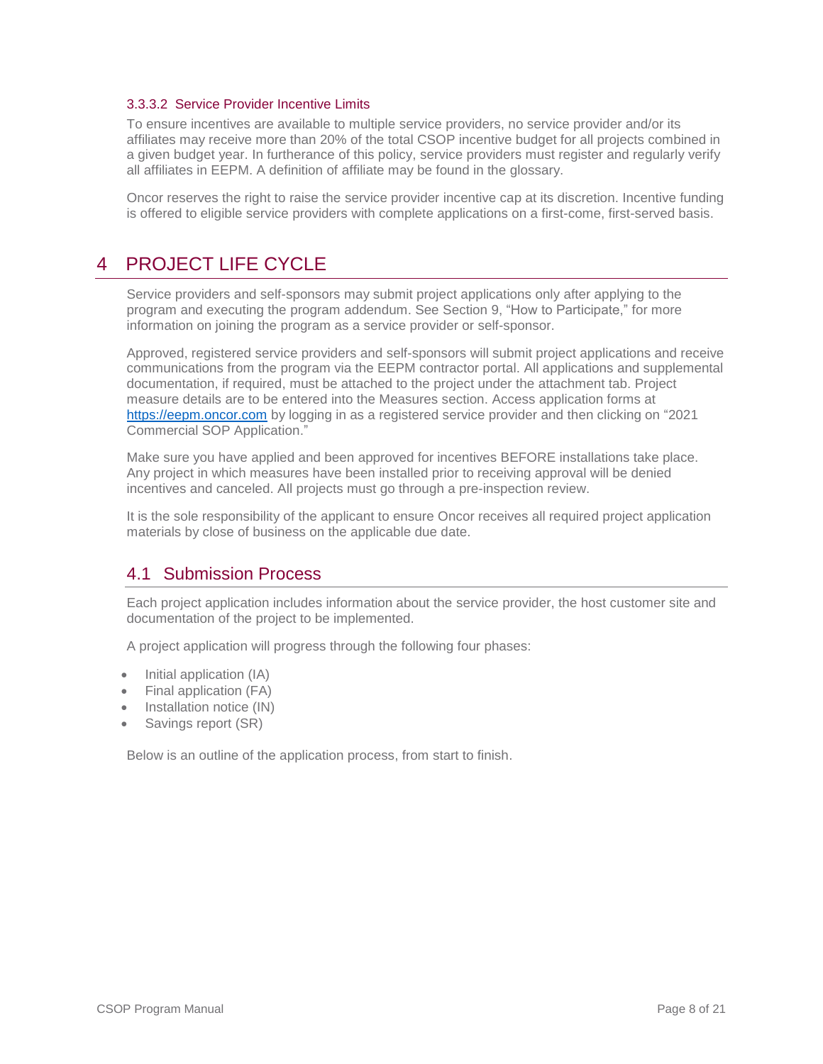#### 3.3.3.2 Service Provider Incentive Limits

To ensure incentives are available to multiple service providers, no service provider and/or its affiliates may receive more than 20% of the total CSOP incentive budget for all projects combined in a given budget year. In furtherance of this policy, service providers must register and regularly verify all affiliates in EEPM. A definition of affiliate may be found in the glossary.

Oncor reserves the right to raise the service provider incentive cap at its discretion. Incentive funding is offered to eligible service providers with complete applications on a first-come, first-served basis.

# 4 PROJECT LIFE CYCLE

Service providers and self-sponsors may submit project applications only after applying to the program and executing the program addendum. See Section 9, "How to Participate," for more information on joining the program as a service provider or self-sponsor.

Approved, registered service providers and self-sponsors will submit project applications and receive communications from the program via the EEPM contractor portal. All applications and supplemental documentation, if required, must be attached to the project under the attachment tab. Project measure details are to be entered into the Measures section. Access application forms at [https://eepm.oncor.com](https://eepm.oncor.com) by logging in as a registered service provider and then clicking on "2021 Commercial SOP Application."

Make sure you have applied and been approved for incentives BEFORE installations take place. Any project in which measures have been installed prior to receiving approval will be denied incentives and canceled. All projects must go through a pre-inspection review.

It is the sole responsibility of the applicant to ensure Oncor receives all required project application materials by close of business on the applicable due date.

## 4.1 Submission Process

Each project application includes information about the service provider, the host customer site and documentation of the project to be implemented.

A project application will progress through the following four phases:

- Initial application (IA)
- Final application (FA)
- Installation notice (IN)
- Savings report (SR)

Below is an outline of the application process, from start to finish.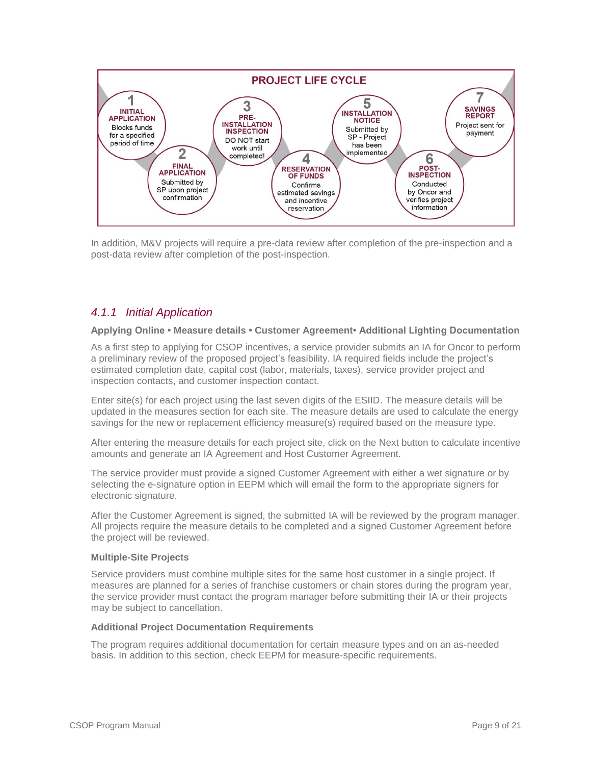**PROJECT LIFE CYCLE**

1. **INITIAL APPLICATION** – Blocks funds for a specified period of time
2. **FINAL APPLICATION** – Submitted by SP upon project confirmation
3. **PRE-INSTALLATION INSPECTION** – DO NOT start work until completed!
4. **RESERVATION OF FUNDS** – Confirms estimated savings and incentive reservation
5. **INSTALLATION NOTICE** – Submitted by SP - Project has been implemented
6. **POST-INSPECTION** – Conducted by Oncor and verifies project information
7. **SAVINGS REPORT** – Project sent for payment

In addition, M&V projects will require a pre-data review after completion of the pre-inspection and a post-data review after completion of the post-inspection.

### *4.1.1 Initial Application*

**Applying Online • Measure details • Customer Agreement• Additional Lighting Documentation**

As a first step to applying for CSOP incentives, a service provider submits an IA for Oncor to perform a preliminary review of the proposed project's feasibility. IA required fields include the project's estimated completion date, capital cost (labor, materials, taxes), service provider project and inspection contacts, and customer inspection contact.

Enter site(s) for each project using the last seven digits of the ESIID. The measure details will be updated in the measures section for each site. The measure details are used to calculate the energy savings for the new or replacement efficiency measure(s) required based on the measure type.

After entering the measure details for each project site, click on the Next button to calculate incentive amounts and generate an IA Agreement and Host Customer Agreement.

The service provider must provide a signed Customer Agreement with either a wet signature or by selecting the e-signature option in EEPM which will email the form to the appropriate signers for electronic signature.

After the Customer Agreement is signed, the submitted IA will be reviewed by the program manager. All projects require the measure details to be completed and a signed Customer Agreement before the project will be reviewed.

**Multiple-Site Projects**

Service providers must combine multiple sites for the same host customer in a single project. If measures are planned for a series of franchise customers or chain stores during the program year, the service provider must contact the program manager before submitting their IA or their projects may be subject to cancellation.

**Additional Project Documentation Requirements**

The program requires additional documentation for certain measure types and on an as-needed basis. In addition to this section, check EEPM for measure-specific requirements.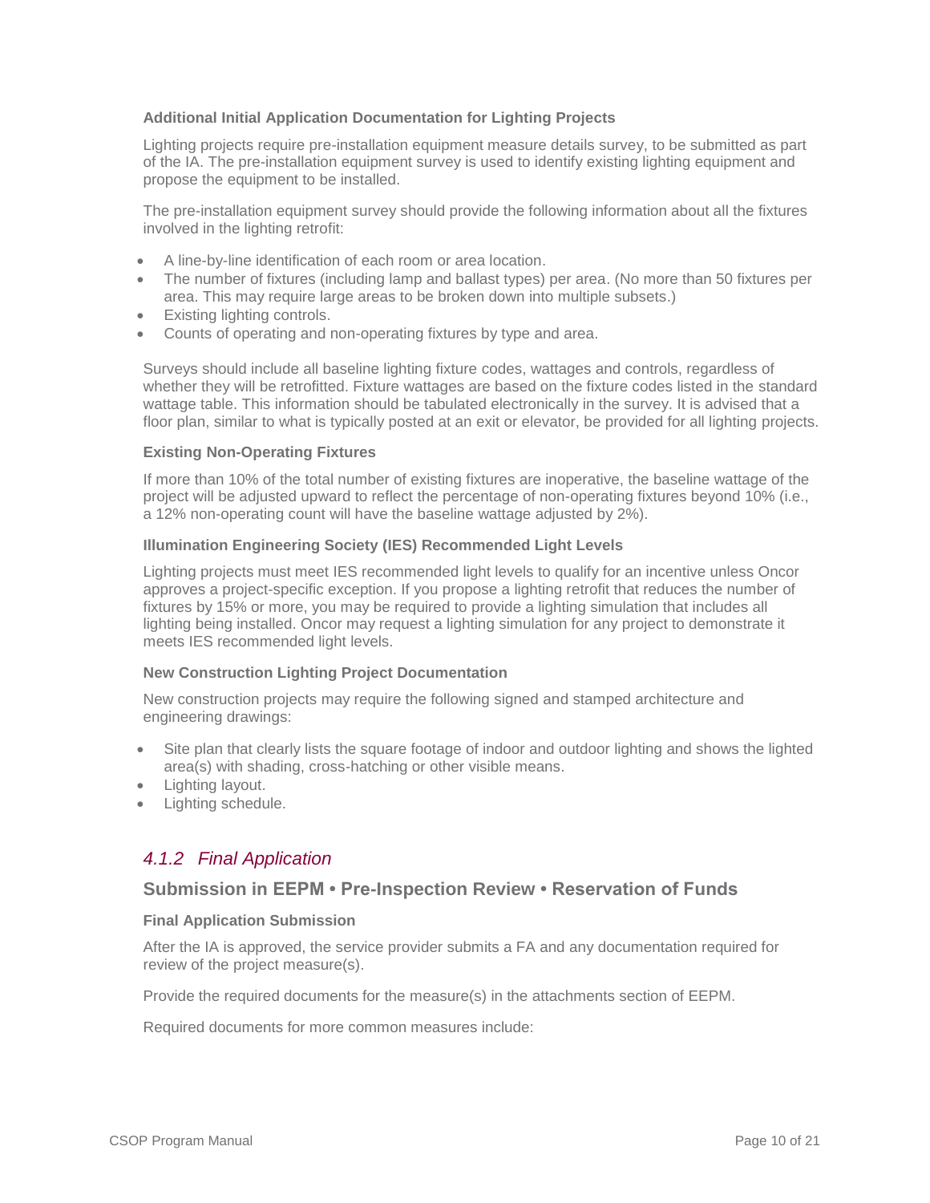**Additional Initial Application Documentation for Lighting Projects**

Lighting projects require pre-installation equipment measure details survey, to be submitted as part of the IA. The pre-installation equipment survey is used to identify existing lighting equipment and propose the equipment to be installed.

The pre-installation equipment survey should provide the following information about all the fixtures involved in the lighting retrofit:

- A line-by-line identification of each room or area location.
- The number of fixtures (including lamp and ballast types) per area. (No more than 50 fixtures per area. This may require large areas to be broken down into multiple subsets.)
- Existing lighting controls.
- Counts of operating and non-operating fixtures by type and area.

Surveys should include all baseline lighting fixture codes, wattages and controls, regardless of whether they will be retrofitted. Fixture wattages are based on the fixture codes listed in the standard wattage table. This information should be tabulated electronically in the survey. It is advised that a floor plan, similar to what is typically posted at an exit or elevator, be provided for all lighting projects.

**Existing Non-Operating Fixtures**

If more than 10% of the total number of existing fixtures are inoperative, the baseline wattage of the project will be adjusted upward to reflect the percentage of non-operating fixtures beyond 10% (i.e., a 12% non-operating count will have the baseline wattage adjusted by 2%).

**Illumination Engineering Society (IES) Recommended Light Levels**

Lighting projects must meet IES recommended light levels to qualify for an incentive unless Oncor approves a project-specific exception. If you propose a lighting retrofit that reduces the number of fixtures by 15% or more, you may be required to provide a lighting simulation that includes all lighting being installed. Oncor may request a lighting simulation for any project to demonstrate it meets IES recommended light levels.

**New Construction Lighting Project Documentation**

New construction projects may require the following signed and stamped architecture and engineering drawings:

- Site plan that clearly lists the square footage of indoor and outdoor lighting and shows the lighted area(s) with shading, cross-hatching or other visible means.
- Lighting layout.
- Lighting schedule.

### *4.1.2 Final Application*

## Submission in EEPM • Pre-Inspection Review • Reservation of Funds

**Final Application Submission**

After the IA is approved, the service provider submits a FA and any documentation required for review of the project measure(s).

Provide the required documents for the measure(s) in the attachments section of EEPM.

Required documents for more common measures include: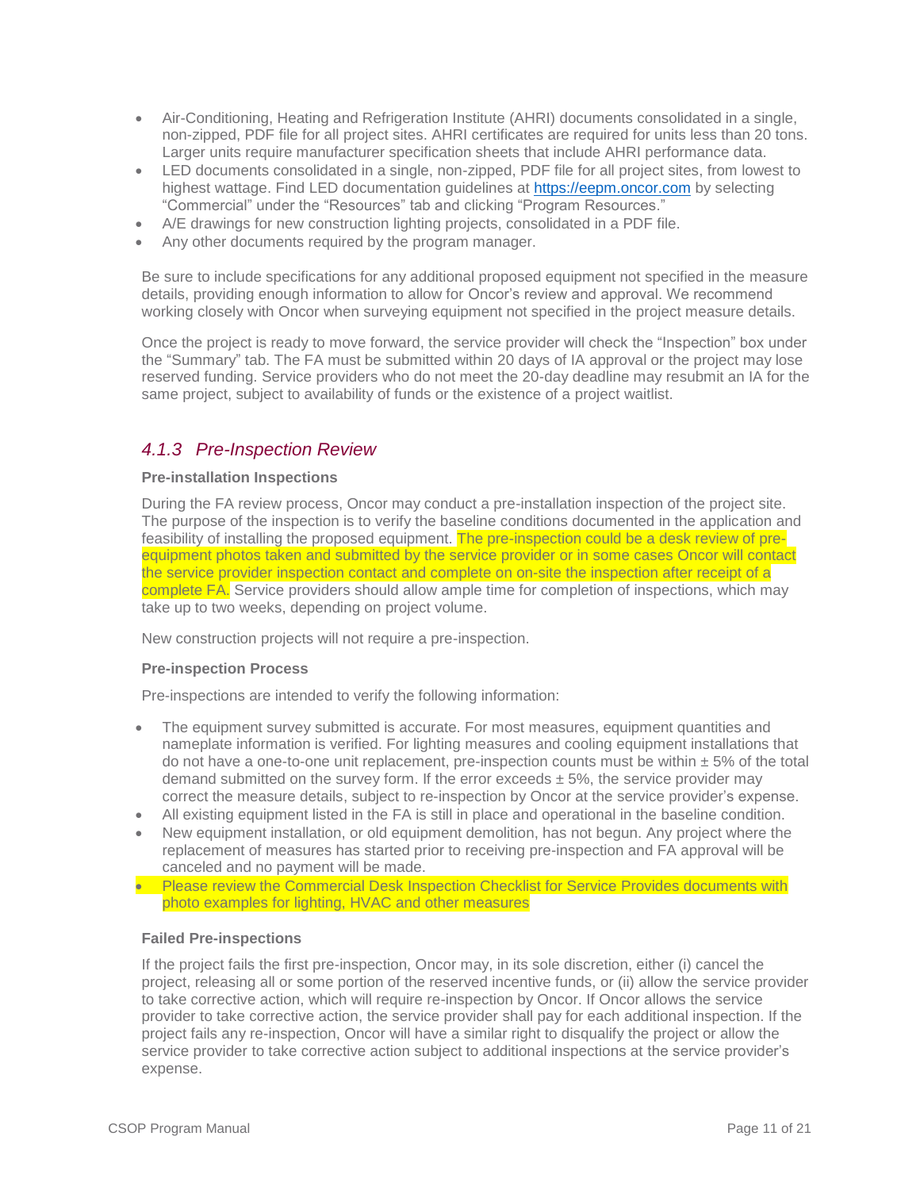- Air-Conditioning, Heating and Refrigeration Institute (AHRI) documents consolidated in a single, non-zipped, PDF file for all project sites. AHRI certificates are required for units less than 20 tons. Larger units require manufacturer specification sheets that include AHRI performance data.
- LED documents consolidated in a single, non-zipped, PDF file for all project sites, from lowest to highest wattage. Find LED documentation guidelines at https://eepm.oncor.com by selecting "Commercial" under the "Resources" tab and clicking "Program Resources."
- A/E drawings for new construction lighting projects, consolidated in a PDF file.
- Any other documents required by the program manager.

Be sure to include specifications for any additional proposed equipment not specified in the measure details, providing enough information to allow for Oncor's review and approval. We recommend working closely with Oncor when surveying equipment not specified in the project measure details.

Once the project is ready to move forward, the service provider will check the "Inspection" box under the "Summary" tab. The FA must be submitted within 20 days of IA approval or the project may lose reserved funding. Service providers who do not meet the 20-day deadline may resubmit an IA for the same project, subject to availability of funds or the existence of a project waitlist.

### *4.1.3 Pre-Inspection Review*

**Pre-installation Inspections**

During the FA review process, Oncor may conduct a pre-installation inspection of the project site. The purpose of the inspection is to verify the baseline conditions documented in the application and feasibility of installing the proposed equipment. The pre-inspection could be a desk review of pre-equipment photos taken and submitted by the service provider or in some cases Oncor will contact the service provider inspection contact and complete on on-site the inspection after receipt of a complete FA. Service providers should allow ample time for completion of inspections, which may take up to two weeks, depending on project volume.

New construction projects will not require a pre-inspection.

**Pre-inspection Process**

Pre-inspections are intended to verify the following information:

- The equipment survey submitted is accurate. For most measures, equipment quantities and nameplate information is verified. For lighting measures and cooling equipment installations that do not have a one-to-one unit replacement, pre-inspection counts must be within ± 5% of the total demand submitted on the survey form. If the error exceeds ± 5%, the service provider may correct the measure details, subject to re-inspection by Oncor at the service provider's expense.
- All existing equipment listed in the FA is still in place and operational in the baseline condition.
- New equipment installation, or old equipment demolition, has not begun. Any project where the replacement of measures has started prior to receiving pre-inspection and FA approval will be canceled and no payment will be made.
- Please review the Commercial Desk Inspection Checklist for Service Provides documents with photo examples for lighting, HVAC and other measures

**Failed Pre-inspections**

If the project fails the first pre-inspection, Oncor may, in its sole discretion, either (i) cancel the project, releasing all or some portion of the reserved incentive funds, or (ii) allow the service provider to take corrective action, which will require re-inspection by Oncor. If Oncor allows the service provider to take corrective action, the service provider shall pay for each additional inspection. If the project fails any re-inspection, Oncor will have a similar right to disqualify the project or allow the service provider to take corrective action subject to additional inspections at the service provider's expense.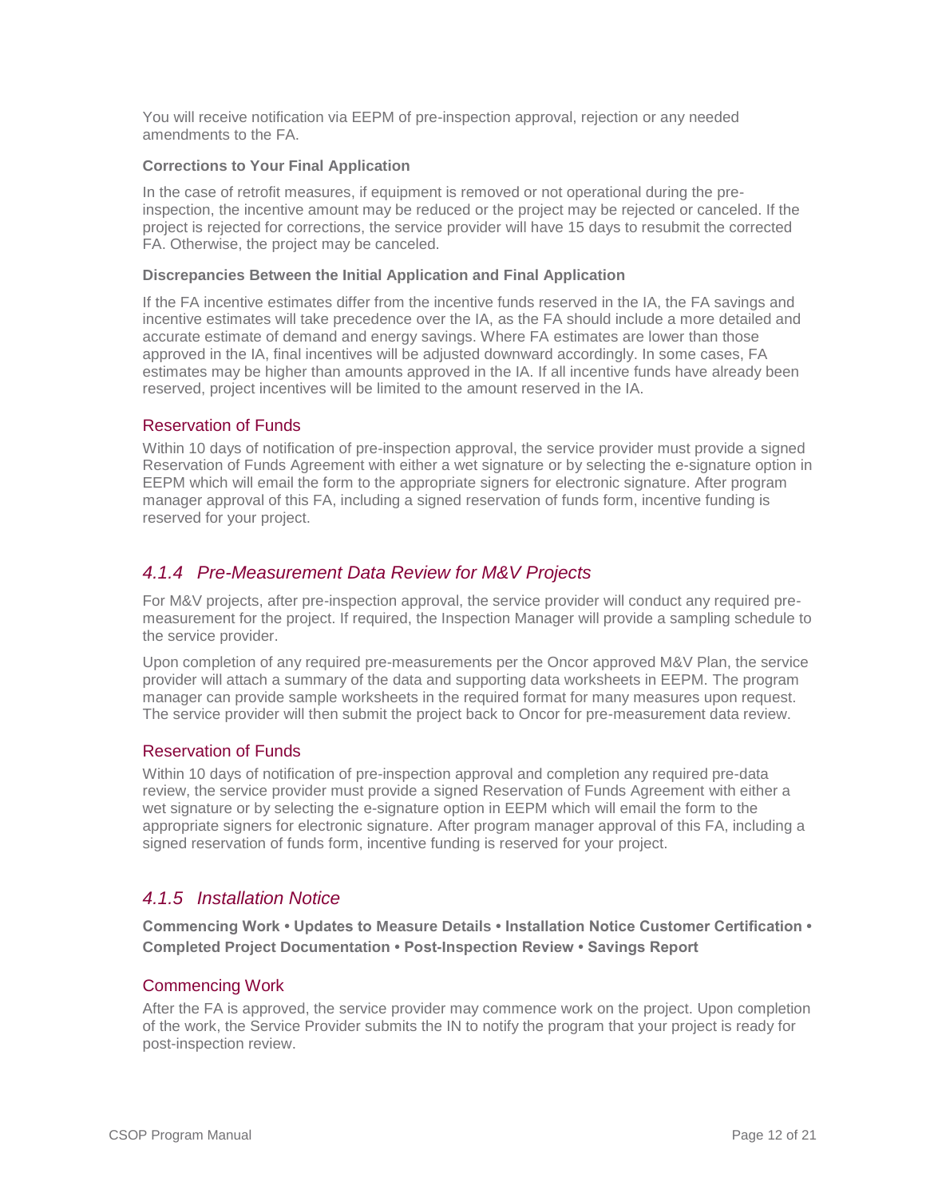You will receive notification via EEPM of pre-inspection approval, rejection or any needed amendments to the FA.

**Corrections to Your Final Application**

In the case of retrofit measures, if equipment is removed or not operational during the pre-inspection, the incentive amount may be reduced or the project may be rejected or canceled. If the project is rejected for corrections, the service provider will have 15 days to resubmit the corrected FA. Otherwise, the project may be canceled.

**Discrepancies Between the Initial Application and Final Application**

If the FA incentive estimates differ from the incentive funds reserved in the IA, the FA savings and incentive estimates will take precedence over the IA, as the FA should include a more detailed and accurate estimate of demand and energy savings. Where FA estimates are lower than those approved in the IA, final incentives will be adjusted downward accordingly. In some cases, FA estimates may be higher than amounts approved in the IA. If all incentive funds have already been reserved, project incentives will be limited to the amount reserved in the IA.

#### Reservation of Funds

Within 10 days of notification of pre-inspection approval, the service provider must provide a signed Reservation of Funds Agreement with either a wet signature or by selecting the e-signature option in EEPM which will email the form to the appropriate signers for electronic signature. After program manager approval of this FA, including a signed reservation of funds form, incentive funding is reserved for your project.

### *4.1.4 Pre-Measurement Data Review for M&V Projects*

For M&V projects, after pre-inspection approval, the service provider will conduct any required pre-measurement for the project. If required, the Inspection Manager will provide a sampling schedule to the service provider.

Upon completion of any required pre-measurements per the Oncor approved M&V Plan, the service provider will attach a summary of the data and supporting data worksheets in EEPM. The program manager can provide sample worksheets in the required format for many measures upon request. The service provider will then submit the project back to Oncor for pre-measurement data review.

#### Reservation of Funds

Within 10 days of notification of pre-inspection approval and completion any required pre-data review, the service provider must provide a signed Reservation of Funds Agreement with either a wet signature or by selecting the e-signature option in EEPM which will email the form to the appropriate signers for electronic signature. After program manager approval of this FA, including a signed reservation of funds form, incentive funding is reserved for your project.

### *4.1.5 Installation Notice*

**Commencing Work • Updates to Measure Details • Installation Notice Customer Certification • Completed Project Documentation • Post-Inspection Review • Savings Report**

#### Commencing Work

After the FA is approved, the service provider may commence work on the project. Upon completion of the work, the Service Provider submits the IN to notify the program that your project is ready for post-inspection review.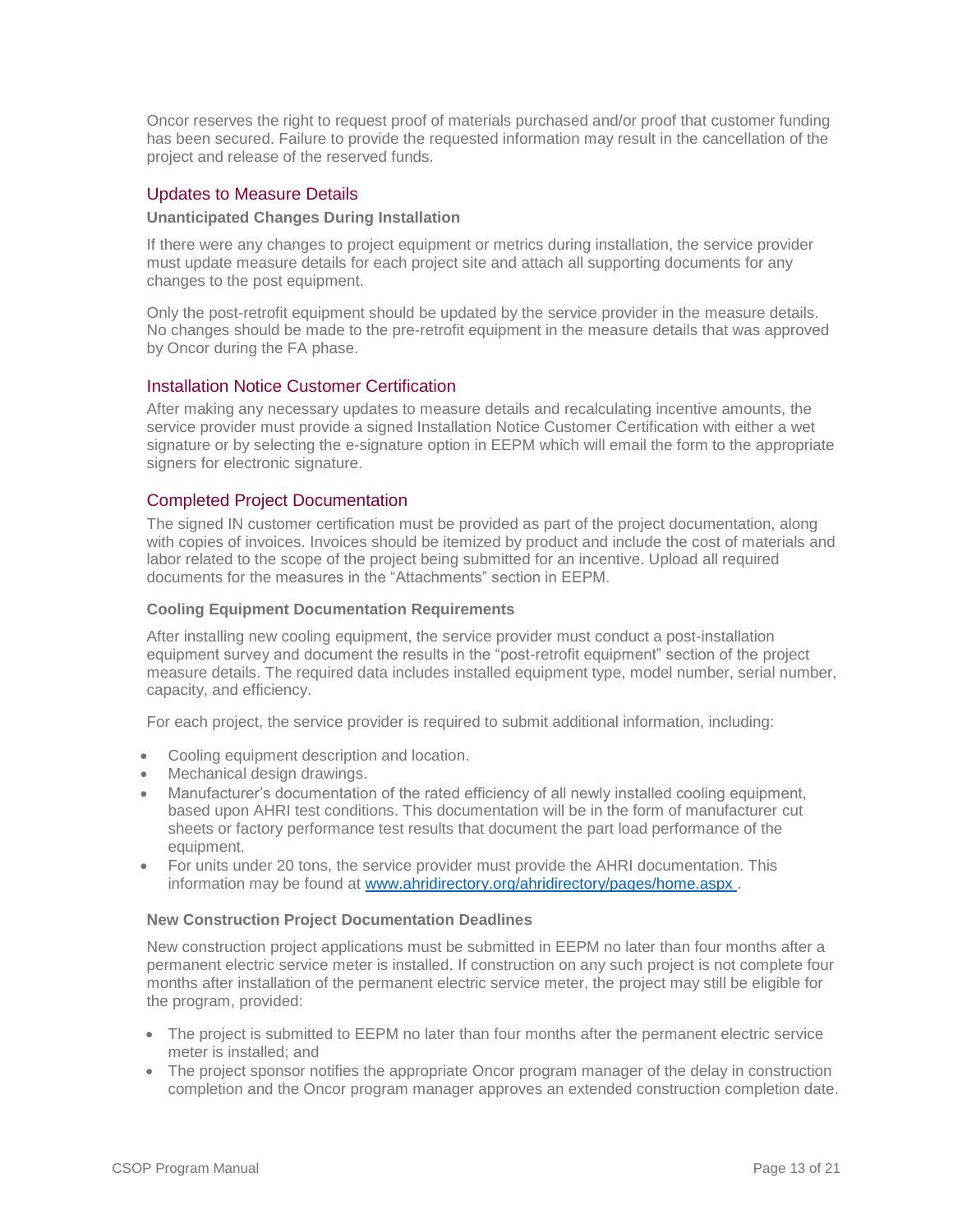Oncor reserves the right to request proof of materials purchased and/or proof that customer funding has been secured. Failure to provide the requested information may result in the cancellation of the project and release of the reserved funds.

## Updates to Measure Details

**Unanticipated Changes During Installation**

If there were any changes to project equipment or metrics during installation, the service provider must update measure details for each project site and attach all supporting documents for any changes to the post equipment.

Only the post-retrofit equipment should be updated by the service provider in the measure details. No changes should be made to the pre-retrofit equipment in the measure details that was approved by Oncor during the FA phase.

## Installation Notice Customer Certification

After making any necessary updates to measure details and recalculating incentive amounts, the service provider must provide a signed Installation Notice Customer Certification with either a wet signature or by selecting the e-signature option in EEPM which will email the form to the appropriate signers for electronic signature.

## Completed Project Documentation

The signed IN customer certification must be provided as part of the project documentation, along with copies of invoices. Invoices should be itemized by product and include the cost of materials and labor related to the scope of the project being submitted for an incentive. Upload all required documents for the measures in the "Attachments" section in EEPM.

**Cooling Equipment Documentation Requirements**

After installing new cooling equipment, the service provider must conduct a post-installation equipment survey and document the results in the "post-retrofit equipment" section of the project measure details. The required data includes installed equipment type, model number, serial number, capacity, and efficiency.

For each project, the service provider is required to submit additional information, including:

- Cooling equipment description and location.
- Mechanical design drawings.
- Manufacturer's documentation of the rated efficiency of all newly installed cooling equipment, based upon AHRI test conditions. This documentation will be in the form of manufacturer cut sheets or factory performance test results that document the part load performance of the equipment.
- For units under 20 tons, the service provider must provide the AHRI documentation. This information may be found at www.ahridirectory.org/ahridirectory/pages/home.aspx .

**New Construction Project Documentation Deadlines**

New construction project applications must be submitted in EEPM no later than four months after a permanent electric service meter is installed. If construction on any such project is not complete four months after installation of the permanent electric service meter, the project may still be eligible for the program, provided:

- The project is submitted to EEPM no later than four months after the permanent electric service meter is installed; and
- The project sponsor notifies the appropriate Oncor program manager of the delay in construction completion and the Oncor program manager approves an extended construction completion date.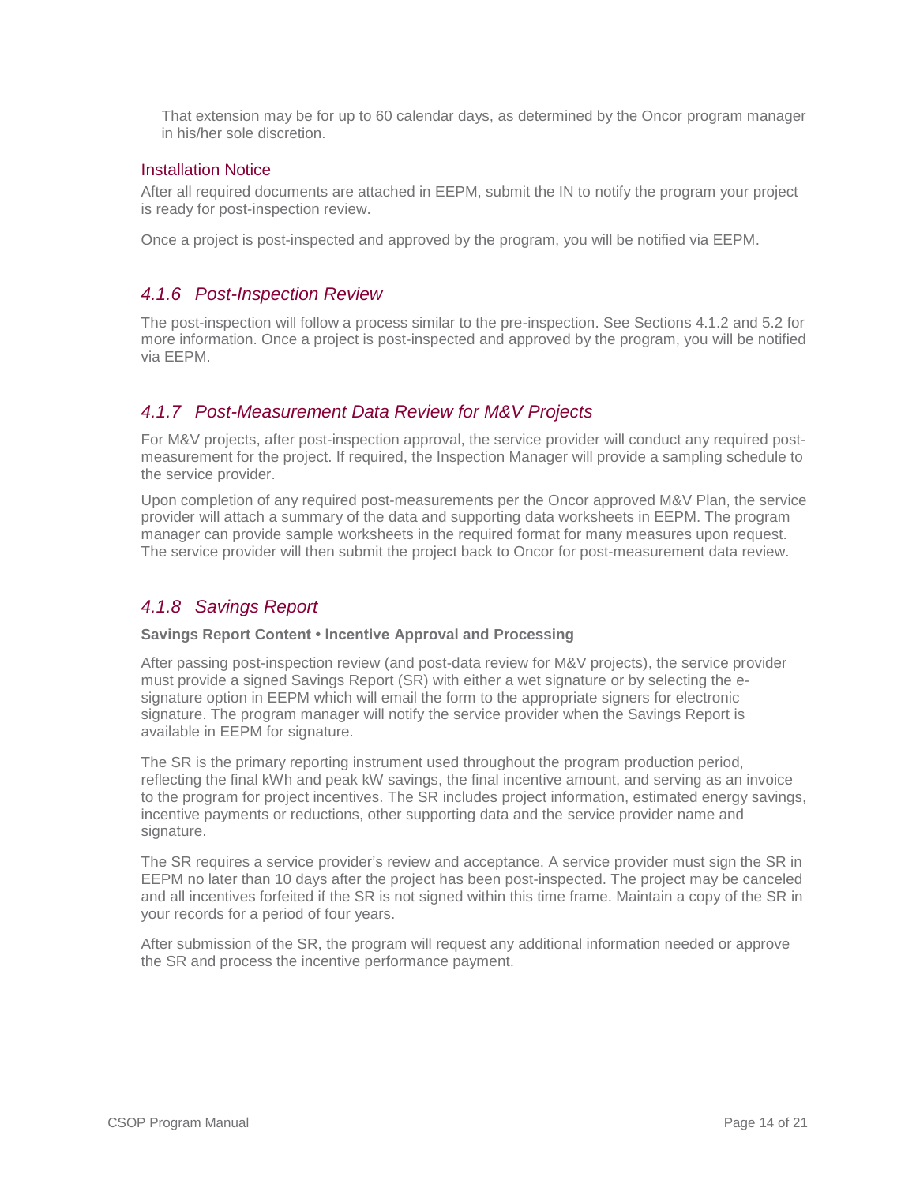That extension may be for up to 60 calendar days, as determined by the Oncor program manager in his/her sole discretion.

#### Installation Notice

After all required documents are attached in EEPM, submit the IN to notify the program your project is ready for post-inspection review.

Once a project is post-inspected and approved by the program, you will be notified via EEPM.

### *4.1.6 Post-Inspection Review*

The post-inspection will follow a process similar to the pre-inspection. See Sections 4.1.2 and 5.2 for more information. Once a project is post-inspected and approved by the program, you will be notified via EEPM.

### *4.1.7 Post-Measurement Data Review for M&V Projects*

For M&V projects, after post-inspection approval, the service provider will conduct any required post-measurement for the project. If required, the Inspection Manager will provide a sampling schedule to the service provider.

Upon completion of any required post-measurements per the Oncor approved M&V Plan, the service provider will attach a summary of the data and supporting data worksheets in EEPM. The program manager can provide sample worksheets in the required format for many measures upon request. The service provider will then submit the project back to Oncor for post-measurement data review.

### *4.1.8 Savings Report*

**Savings Report Content • Incentive Approval and Processing**

After passing post-inspection review (and post-data review for M&V projects), the service provider must provide a signed Savings Report (SR) with either a wet signature or by selecting the e-signature option in EEPM which will email the form to the appropriate signers for electronic signature. The program manager will notify the service provider when the Savings Report is available in EEPM for signature.

The SR is the primary reporting instrument used throughout the program production period, reflecting the final kWh and peak kW savings, the final incentive amount, and serving as an invoice to the program for project incentives. The SR includes project information, estimated energy savings, incentive payments or reductions, other supporting data and the service provider name and signature.

The SR requires a service provider's review and acceptance. A service provider must sign the SR in EEPM no later than 10 days after the project has been post-inspected. The project may be canceled and all incentives forfeited if the SR is not signed within this time frame. Maintain a copy of the SR in your records for a period of four years.

After submission of the SR, the program will request any additional information needed or approve the SR and process the incentive performance payment.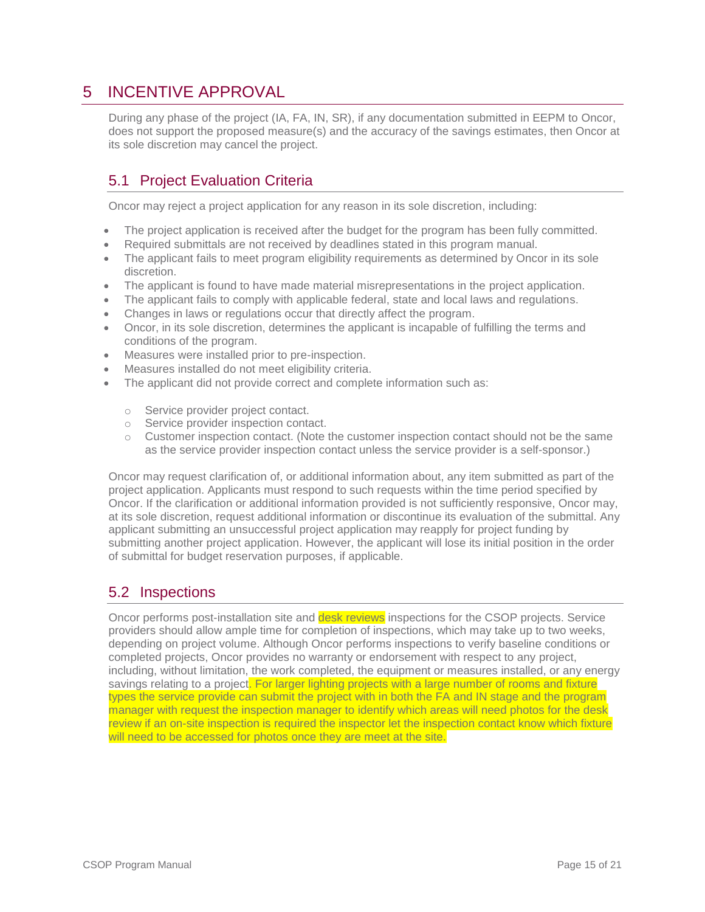# 5 INCENTIVE APPROVAL

During any phase of the project (IA, FA, IN, SR), if any documentation submitted in EEPM to Oncor, does not support the proposed measure(s) and the accuracy of the savings estimates, then Oncor at its sole discretion may cancel the project.

## 5.1 Project Evaluation Criteria

Oncor may reject a project application for any reason in its sole discretion, including:

- The project application is received after the budget for the program has been fully committed.
- Required submittals are not received by deadlines stated in this program manual.
- The applicant fails to meet program eligibility requirements as determined by Oncor in its sole discretion.
- The applicant is found to have made material misrepresentations in the project application.
- The applicant fails to comply with applicable federal, state and local laws and regulations.
- Changes in laws or regulations occur that directly affect the program.
- Oncor, in its sole discretion, determines the applicant is incapable of fulfilling the terms and conditions of the program.
- Measures were installed prior to pre-inspection.
- Measures installed do not meet eligibility criteria.
- The applicant did not provide correct and complete information such as:
    - Service provider project contact.
    - Service provider inspection contact.
    - Customer inspection contact. (Note the customer inspection contact should not be the same as the service provider inspection contact unless the service provider is a self-sponsor.)

Oncor may request clarification of, or additional information about, any item submitted as part of the project application. Applicants must respond to such requests within the time period specified by Oncor. If the clarification or additional information provided is not sufficiently responsive, Oncor may, at its sole discretion, request additional information or discontinue its evaluation of the submittal. Any applicant submitting an unsuccessful project application may reapply for project funding by submitting another project application. However, the applicant will lose its initial position in the order of submittal for budget reservation purposes, if applicable.

## 5.2 Inspections

Oncor performs post-installation site and desk reviews inspections for the CSOP projects. Service providers should allow ample time for completion of inspections, which may take up to two weeks, depending on project volume. Although Oncor performs inspections to verify baseline conditions or completed projects, Oncor provides no warranty or endorsement with respect to any project, including, without limitation, the work completed, the equipment or measures installed, or any energy savings relating to a project. For larger lighting projects with a large number of rooms and fixture types the service provide can submit the project with in both the FA and IN stage and the program manager with request the inspection manager to identify which areas will need photos for the desk review if an on-site inspection is required the inspector let the inspection contact know which fixture will need to be accessed for photos once they are meet at the site.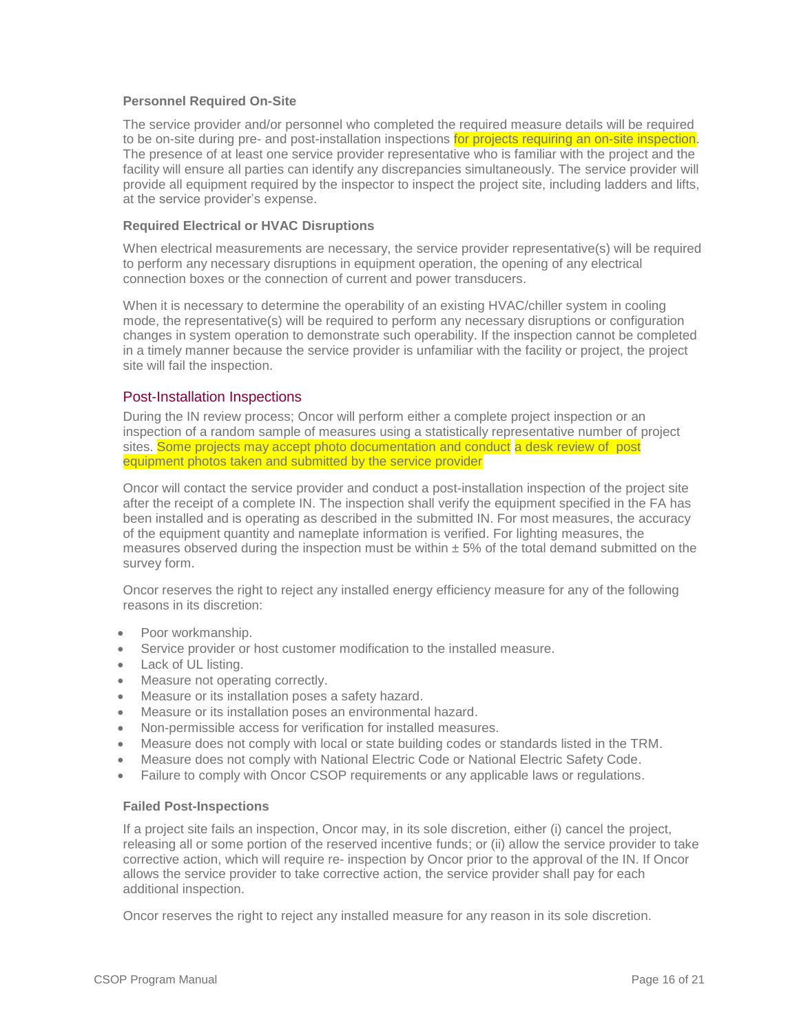#### Personnel Required On-Site

The service provider and/or personnel who completed the required measure details will be required to be on-site during pre- and post-installation inspections for projects requiring an on-site inspection. The presence of at least one service provider representative who is familiar with the project and the facility will ensure all parties can identify any discrepancies simultaneously. The service provider will provide all equipment required by the inspector to inspect the project site, including ladders and lifts, at the service provider's expense.

#### Required Electrical or HVAC Disruptions

When electrical measurements are necessary, the service provider representative(s) will be required to perform any necessary disruptions in equipment operation, the opening of any electrical connection boxes or the connection of current and power transducers.

When it is necessary to determine the operability of an existing HVAC/chiller system in cooling mode, the representative(s) will be required to perform any necessary disruptions or configuration changes in system operation to demonstrate such operability. If the inspection cannot be completed in a timely manner because the service provider is unfamiliar with the facility or project, the project site will fail the inspection.

### Post-Installation Inspections

During the IN review process; Oncor will perform either a complete project inspection or an inspection of a random sample of measures using a statistically representative number of project sites. Some projects may accept photo documentation and conduct a desk review of post equipment photos taken and submitted by the service provider

Oncor will contact the service provider and conduct a post-installation inspection of the project site after the receipt of a complete IN. The inspection shall verify the equipment specified in the FA has been installed and is operating as described in the submitted IN. For most measures, the accuracy of the equipment quantity and nameplate information is verified. For lighting measures, the measures observed during the inspection must be within ± 5% of the total demand submitted on the survey form.

Oncor reserves the right to reject any installed energy efficiency measure for any of the following reasons in its discretion:

- Poor workmanship.
- Service provider or host customer modification to the installed measure.
- Lack of UL listing.
- Measure not operating correctly.
- Measure or its installation poses a safety hazard.
- Measure or its installation poses an environmental hazard.
- Non-permissible access for verification for installed measures.
- Measure does not comply with local or state building codes or standards listed in the TRM.
- Measure does not comply with National Electric Code or National Electric Safety Code.
- Failure to comply with Oncor CSOP requirements or any applicable laws or regulations.

#### Failed Post-Inspections

If a project site fails an inspection, Oncor may, in its sole discretion, either (i) cancel the project, releasing all or some portion of the reserved incentive funds; or (ii) allow the service provider to take corrective action, which will require re- inspection by Oncor prior to the approval of the IN. If Oncor allows the service provider to take corrective action, the service provider shall pay for each additional inspection.

Oncor reserves the right to reject any installed measure for any reason in its sole discretion.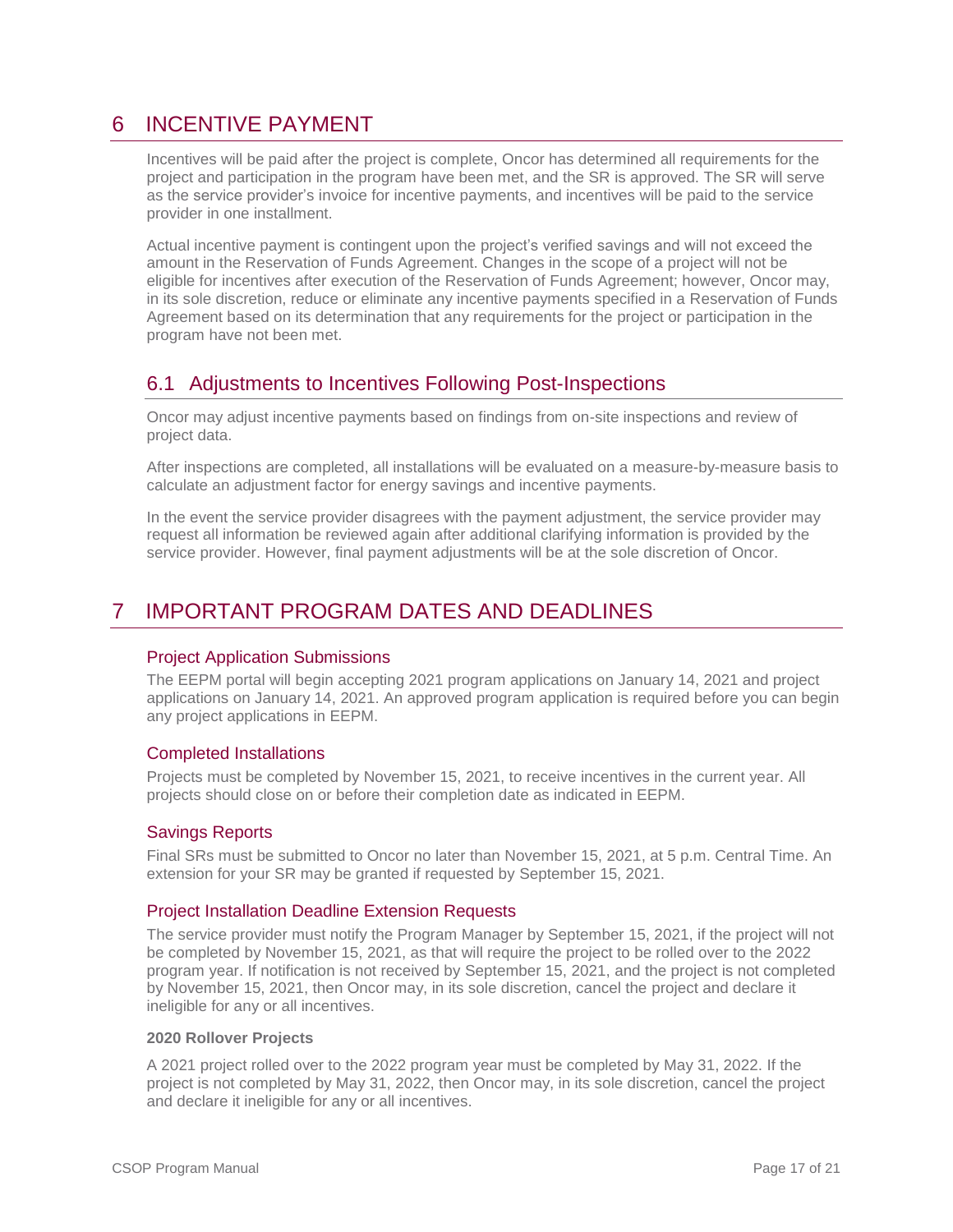# 6 INCENTIVE PAYMENT

Incentives will be paid after the project is complete, Oncor has determined all requirements for the project and participation in the program have been met, and the SR is approved. The SR will serve as the service provider's invoice for incentive payments, and incentives will be paid to the service provider in one installment.

Actual incentive payment is contingent upon the project's verified savings and will not exceed the amount in the Reservation of Funds Agreement. Changes in the scope of a project will not be eligible for incentives after execution of the Reservation of Funds Agreement; however, Oncor may, in its sole discretion, reduce or eliminate any incentive payments specified in a Reservation of Funds Agreement based on its determination that any requirements for the project or participation in the program have not been met.

## 6.1 Adjustments to Incentives Following Post-Inspections

Oncor may adjust incentive payments based on findings from on-site inspections and review of project data.

After inspections are completed, all installations will be evaluated on a measure-by-measure basis to calculate an adjustment factor for energy savings and incentive payments.

In the event the service provider disagrees with the payment adjustment, the service provider may request all information be reviewed again after additional clarifying information is provided by the service provider. However, final payment adjustments will be at the sole discretion of Oncor.

# 7 IMPORTANT PROGRAM DATES AND DEADLINES

### Project Application Submissions

The EEPM portal will begin accepting 2021 program applications on January 14, 2021 and project applications on January 14, 2021. An approved program application is required before you can begin any project applications in EEPM.

### Completed Installations

Projects must be completed by November 15, 2021, to receive incentives in the current year. All projects should close on or before their completion date as indicated in EEPM.

### Savings Reports

Final SRs must be submitted to Oncor no later than November 15, 2021, at 5 p.m. Central Time. An extension for your SR may be granted if requested by September 15, 2021.

### Project Installation Deadline Extension Requests

The service provider must notify the Program Manager by September 15, 2021, if the project will not be completed by November 15, 2021, as that will require the project to be rolled over to the 2022 program year. If notification is not received by September 15, 2021, and the project is not completed by November 15, 2021, then Oncor may, in its sole discretion, cancel the project and declare it ineligible for any or all incentives.

**2020 Rollover Projects**

A 2021 project rolled over to the 2022 program year must be completed by May 31, 2022. If the project is not completed by May 31, 2022, then Oncor may, in its sole discretion, cancel the project and declare it ineligible for any or all incentives.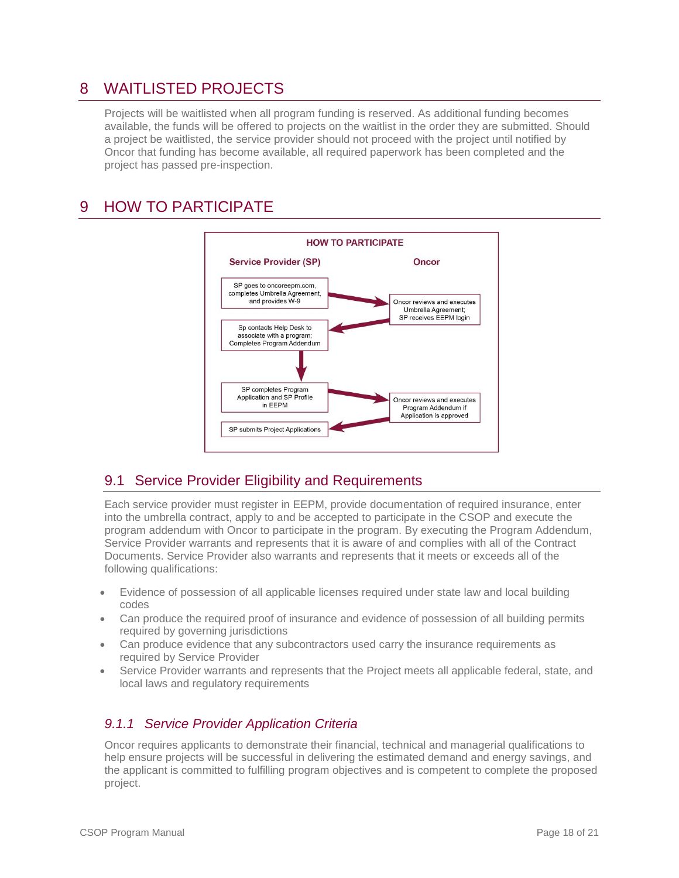# 8 WAITLISTED PROJECTS

Projects will be waitlisted when all program funding is reserved. As additional funding becomes available, the funds will be offered to projects on the waitlist in the order they are submitted. Should a project be waitlisted, the service provider should not proceed with the project until notified by Oncor that funding has become available, all required paperwork has been completed and the project has passed pre-inspection.

# 9 HOW TO PARTICIPATE

**HOW TO PARTICIPATE**

| Service Provider (SP) | Oncor |
| --- | --- |
| SP goes to oncoreepm.com, completes Umbrella Agreement, and provides W-9 → | |
| | Oncor reviews and executes Umbrella Agreement; SP receives EEPM login |
| Sp contacts Help Desk to associate with a program; Completes Program Addendum ← | |
| ↓ | |
| SP completes Program Application and SP Profile in EEPM → | |
| | Oncor reviews and executes Program Addendum if Application is approved |
| SP submits Project Applications ← | |

## 9.1 Service Provider Eligibility and Requirements

Each service provider must register in EEPM, provide documentation of required insurance, enter into the umbrella contract, apply to and be accepted to participate in the CSOP and execute the program addendum with Oncor to participate in the program. By executing the Program Addendum, Service Provider warrants and represents that it is aware of and complies with all of the Contract Documents. Service Provider also warrants and represents that it meets or exceeds all of the following qualifications:

- Evidence of possession of all applicable licenses required under state law and local building codes
- Can produce the required proof of insurance and evidence of possession of all building permits required by governing jurisdictions
- Can produce evidence that any subcontractors used carry the insurance requirements as required by Service Provider
- Service Provider warrants and represents that the Project meets all applicable federal, state, and local laws and regulatory requirements

### *9.1.1 Service Provider Application Criteria*

Oncor requires applicants to demonstrate their financial, technical and managerial qualifications to help ensure projects will be successful in delivering the estimated demand and energy savings, and the applicant is committed to fulfilling program objectives and is competent to complete the proposed project.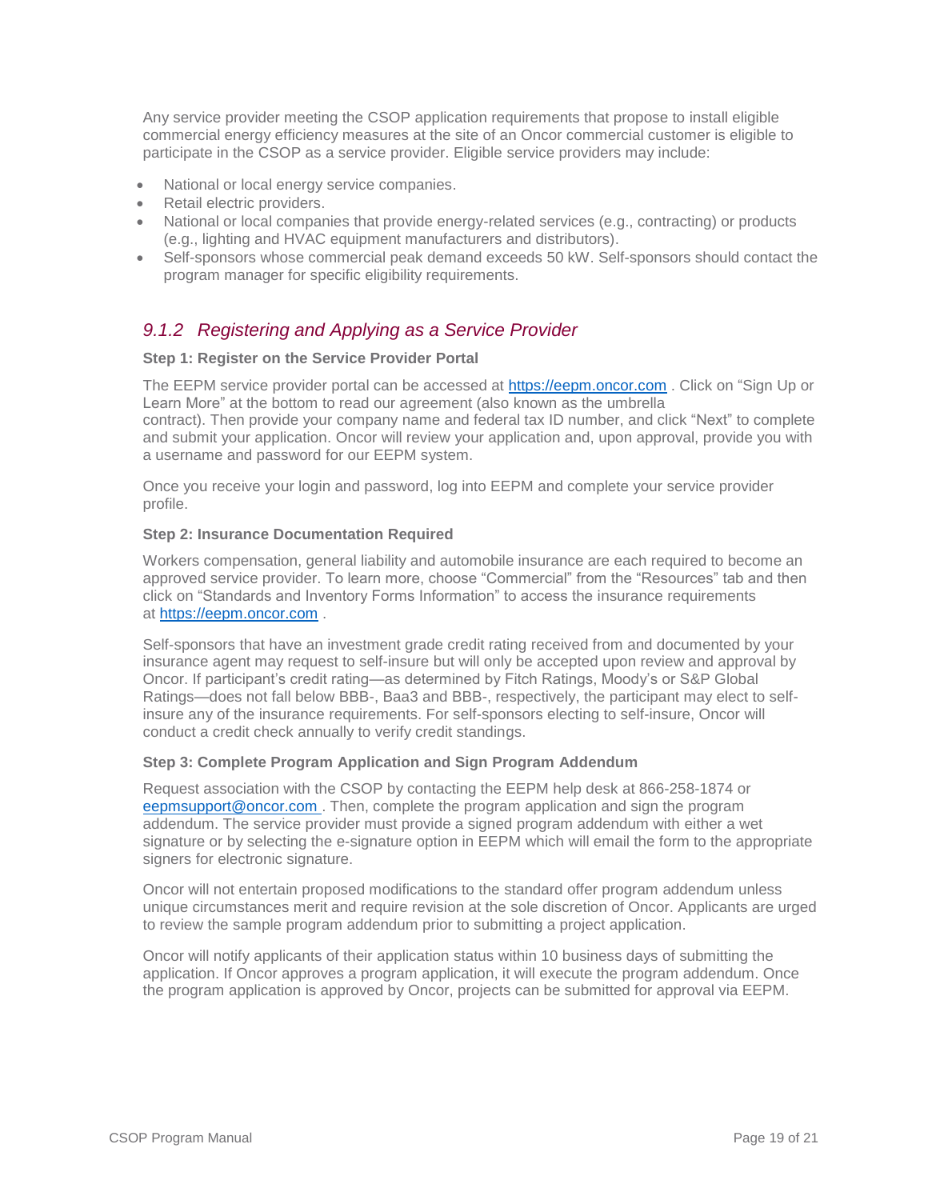Any service provider meeting the CSOP application requirements that propose to install eligible commercial energy efficiency measures at the site of an Oncor commercial customer is eligible to participate in the CSOP as a service provider. Eligible service providers may include:

- National or local energy service companies.
- Retail electric providers.
- National or local companies that provide energy-related services (e.g., contracting) or products (e.g., lighting and HVAC equipment manufacturers and distributors).
- Self-sponsors whose commercial peak demand exceeds 50 kW. Self-sponsors should contact the program manager for specific eligibility requirements.

### *9.1.2 Registering and Applying as a Service Provider*

**Step 1: Register on the Service Provider Portal**

The EEPM service provider portal can be accessed at https://eepm.oncor.com . Click on "Sign Up or Learn More" at the bottom to read our agreement (also known as the umbrella contract). Then provide your company name and federal tax ID number, and click "Next" to complete and submit your application. Oncor will review your application and, upon approval, provide you with a username and password for our EEPM system.

Once you receive your login and password, log into EEPM and complete your service provider profile.

**Step 2: Insurance Documentation Required**

Workers compensation, general liability and automobile insurance are each required to become an approved service provider. To learn more, choose "Commercial" from the "Resources" tab and then click on "Standards and Inventory Forms Information" to access the insurance requirements at https://eepm.oncor.com .

Self-sponsors that have an investment grade credit rating received from and documented by your insurance agent may request to self-insure but will only be accepted upon review and approval by Oncor. If participant's credit rating—as determined by Fitch Ratings, Moody's or S&P Global Ratings—does not fall below BBB-, Baa3 and BBB-, respectively, the participant may elect to self-insure any of the insurance requirements. For self-sponsors electing to self-insure, Oncor will conduct a credit check annually to verify credit standings.

**Step 3: Complete Program Application and Sign Program Addendum**

Request association with the CSOP by contacting the EEPM help desk at 866-258-1874 or eepmsupport@oncor.com . Then, complete the program application and sign the program addendum. The service provider must provide a signed program addendum with either a wet signature or by selecting the e-signature option in EEPM which will email the form to the appropriate signers for electronic signature.

Oncor will not entertain proposed modifications to the standard offer program addendum unless unique circumstances merit and require revision at the sole discretion of Oncor. Applicants are urged to review the sample program addendum prior to submitting a project application.

Oncor will notify applicants of their application status within 10 business days of submitting the application. If Oncor approves a program application, it will execute the program addendum. Once the program application is approved by Oncor, projects can be submitted for approval via EEPM.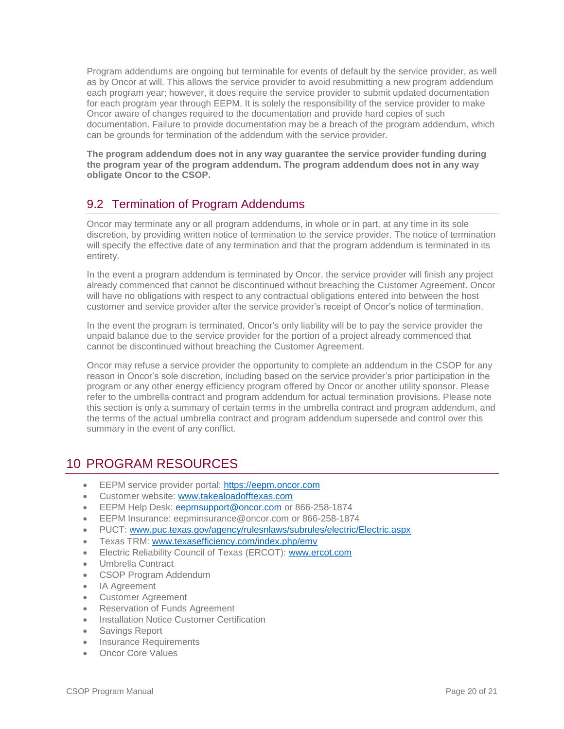Program addendums are ongoing but terminable for events of default by the service provider, as well as by Oncor at will. This allows the service provider to avoid resubmitting a new program addendum each program year; however, it does require the service provider to submit updated documentation for each program year through EEPM. It is solely the responsibility of the service provider to make Oncor aware of changes required to the documentation and provide hard copies of such documentation. Failure to provide documentation may be a breach of the program addendum, which can be grounds for termination of the addendum with the service provider.

**The program addendum does not in any way guarantee the service provider funding during the program year of the program addendum. The program addendum does not in any way obligate Oncor to the CSOP.**

## 9.2 Termination of Program Addendums

Oncor may terminate any or all program addendums, in whole or in part, at any time in its sole discretion, by providing written notice of termination to the service provider. The notice of termination will specify the effective date of any termination and that the program addendum is terminated in its entirety.

In the event a program addendum is terminated by Oncor, the service provider will finish any project already commenced that cannot be discontinued without breaching the Customer Agreement. Oncor will have no obligations with respect to any contractual obligations entered into between the host customer and service provider after the service provider's receipt of Oncor's notice of termination.

In the event the program is terminated, Oncor's only liability will be to pay the service provider the unpaid balance due to the service provider for the portion of a project already commenced that cannot be discontinued without breaching the Customer Agreement.

Oncor may refuse a service provider the opportunity to complete an addendum in the CSOP for any reason in Oncor's sole discretion, including based on the service provider's prior participation in the program or any other energy efficiency program offered by Oncor or another utility sponsor. Please refer to the umbrella contract and program addendum for actual termination provisions. Please note this section is only a summary of certain terms in the umbrella contract and program addendum, and the terms of the actual umbrella contract and program addendum supersede and control over this summary in the event of any conflict.

# 10 PROGRAM RESOURCES

- EEPM service provider portal: https://eepm.oncor.com
- Customer website: www.takealoadofftexas.com
- EEPM Help Desk: eepmsupport@oncor.com or 866-258-1874
- EEPM Insurance: eepminsurance@oncor.com or 866-258-1874
- PUCT: www.puc.texas.gov/agency/rulesnlaws/subrules/electric/Electric.aspx
- Texas TRM: www.texasefficiency.com/index.php/emv
- Electric Reliability Council of Texas (ERCOT): www.ercot.com
- Umbrella Contract
- CSOP Program Addendum
- IA Agreement
- Customer Agreement
- Reservation of Funds Agreement
- Installation Notice Customer Certification
- Savings Report
- Insurance Requirements
- Oncor Core Values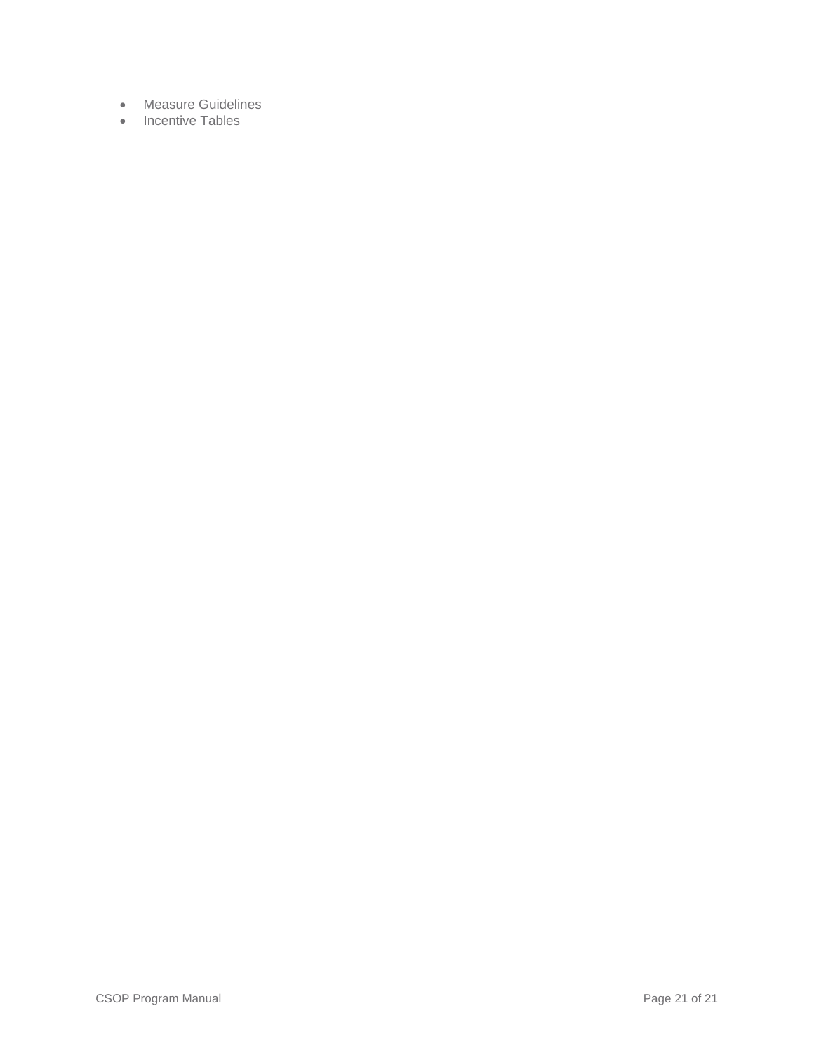- Measure Guidelines
- Incentive Tables